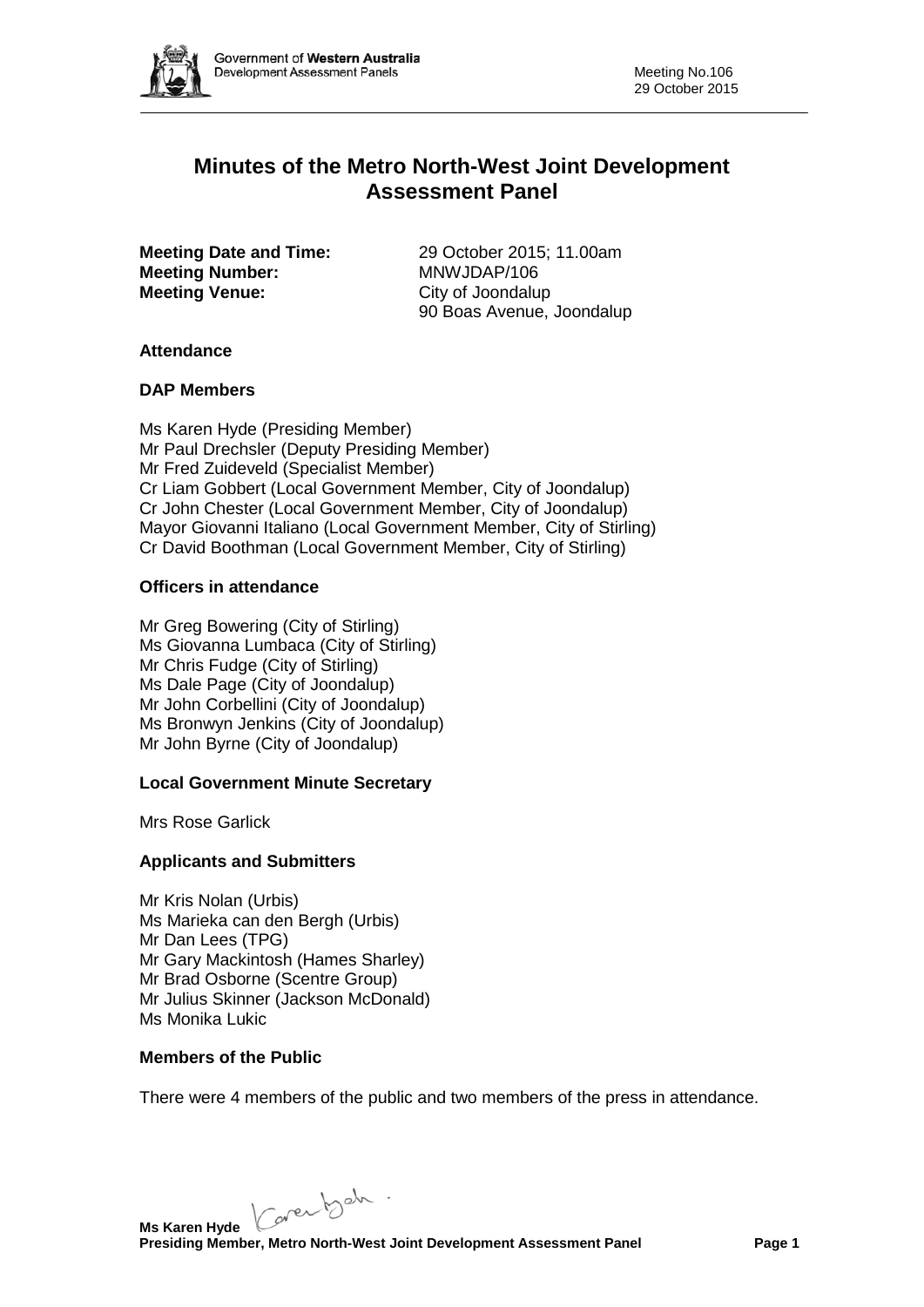# Minutes of the Metro North-West Joint Development Assessment Panel

**Meeting Date and Time:** 29 October 2015; 11.00am
**Meeting Number:** MNWJDAP/106
**Meeting Venue:** City of Joondalup
90 Boas Avenue, Joondalup

### Attendance

### DAP Members

Ms Karen Hyde (Presiding Member)
Mr Paul Drechsler (Deputy Presiding Member)
Mr Fred Zuideveld (Specialist Member)
Cr Liam Gobbert (Local Government Member, City of Joondalup)
Cr John Chester (Local Government Member, City of Joondalup)
Mayor Giovanni Italiano (Local Government Member, City of Stirling)
Cr David Boothman (Local Government Member, City of Stirling)

### Officers in attendance

Mr Greg Bowering (City of Stirling)
Ms Giovanna Lumbaca (City of Stirling)
Mr Chris Fudge (City of Stirling)
Ms Dale Page (City of Joondalup)
Mr John Corbellini (City of Joondalup)
Ms Bronwyn Jenkins (City of Joondalup)
Mr John Byrne (City of Joondalup)

### Local Government Minute Secretary

Mrs Rose Garlick

### Applicants and Submitters

Mr Kris Nolan (Urbis)
Ms Marieka can den Bergh (Urbis)
Mr Dan Lees (TPG)
Mr Gary Mackintosh (Hames Sharley)
Mr Brad Osborne (Scentre Group)
Mr Julius Skinner (Jackson McDonald)
Ms Monika Lukic

### Members of the Public

There were 4 members of the public and two members of the press in attendance.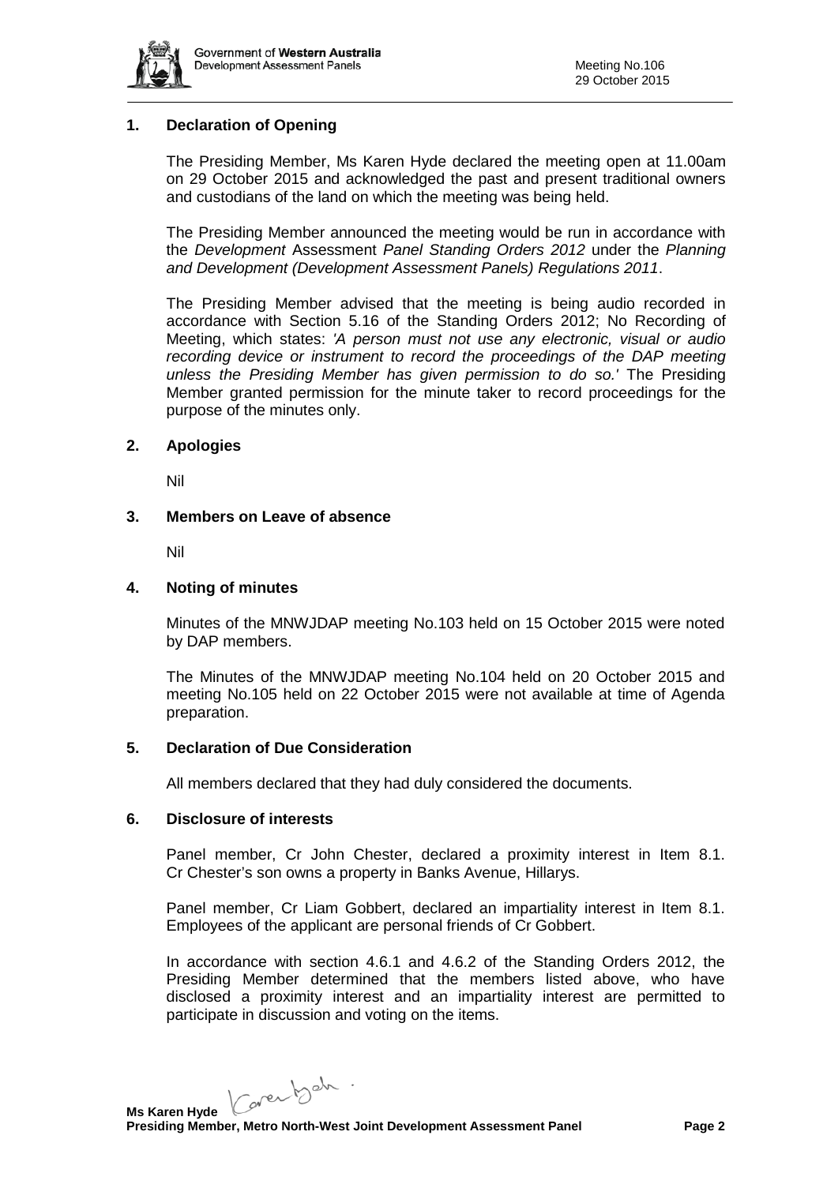## 1. Declaration of Opening

The Presiding Member, Ms Karen Hyde declared the meeting open at 11.00am on 29 October 2015 and acknowledged the past and present traditional owners and custodians of the land on which the meeting was being held.

The Presiding Member announced the meeting would be run in accordance with the *Development* Assessment *Panel Standing Orders 2012* under the *Planning and Development (Development Assessment Panels) Regulations 2011*.

The Presiding Member advised that the meeting is being audio recorded in accordance with Section 5.16 of the Standing Orders 2012; No Recording of Meeting, which states: *'A person must not use any electronic, visual or audio recording device or instrument to record the proceedings of the DAP meeting unless the Presiding Member has given permission to do so.'* The Presiding Member granted permission for the minute taker to record proceedings for the purpose of the minutes only.

## 2. Apologies

Nil

## 3. Members on Leave of absence

Nil

## 4. Noting of minutes

Minutes of the MNWJDAP meeting No.103 held on 15 October 2015 were noted by DAP members.

The Minutes of the MNWJDAP meeting No.104 held on 20 October 2015 and meeting No.105 held on 22 October 2015 were not available at time of Agenda preparation.

## 5. Declaration of Due Consideration

All members declared that they had duly considered the documents.

## 6. Disclosure of interests

Panel member, Cr John Chester, declared a proximity interest in Item 8.1. Cr Chester's son owns a property in Banks Avenue, Hillarys.

Panel member, Cr Liam Gobbert, declared an impartiality interest in Item 8.1. Employees of the applicant are personal friends of Cr Gobbert.

In accordance with section 4.6.1 and 4.6.2 of the Standing Orders 2012, the Presiding Member determined that the members listed above, who have disclosed a proximity interest and an impartiality interest are permitted to participate in discussion and voting on the items.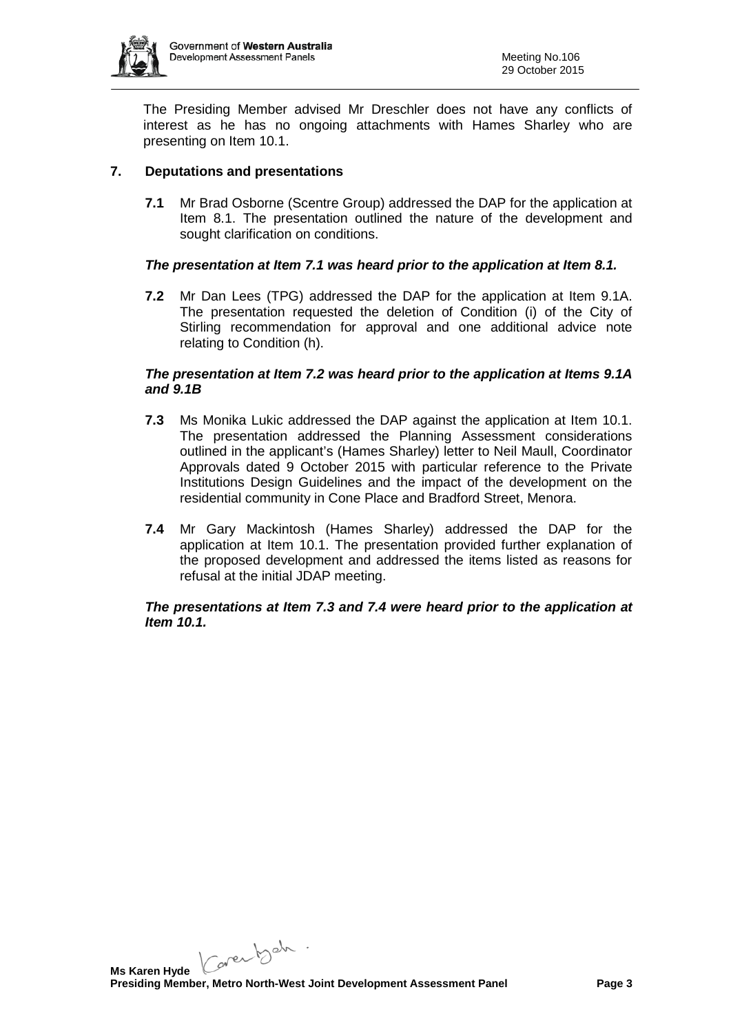The Presiding Member advised Mr Dreschler does not have any conflicts of interest as he has no ongoing attachments with Hames Sharley who are presenting on Item 10.1.

## 7. Deputations and presentations

**7.1** Mr Brad Osborne (Scentre Group) addressed the DAP for the application at Item 8.1. The presentation outlined the nature of the development and sought clarification on conditions.

***The presentation at Item 7.1 was heard prior to the application at Item 8.1.***

**7.2** Mr Dan Lees (TPG) addressed the DAP for the application at Item 9.1A. The presentation requested the deletion of Condition (i) of the City of Stirling recommendation for approval and one additional advice note relating to Condition (h).

***The presentation at Item 7.2 was heard prior to the application at Items 9.1A and 9.1B***

**7.3** Ms Monika Lukic addressed the DAP against the application at Item 10.1. The presentation addressed the Planning Assessment considerations outlined in the applicant's (Hames Sharley) letter to Neil Maull, Coordinator Approvals dated 9 October 2015 with particular reference to the Private Institutions Design Guidelines and the impact of the development on the residential community in Cone Place and Bradford Street, Menora.

**7.4** Mr Gary Mackintosh (Hames Sharley) addressed the DAP for the application at Item 10.1. The presentation provided further explanation of the proposed development and addressed the items listed as reasons for refusal at the initial JDAP meeting.

***The presentations at Item 7.3 and 7.4 were heard prior to the application at Item 10.1.***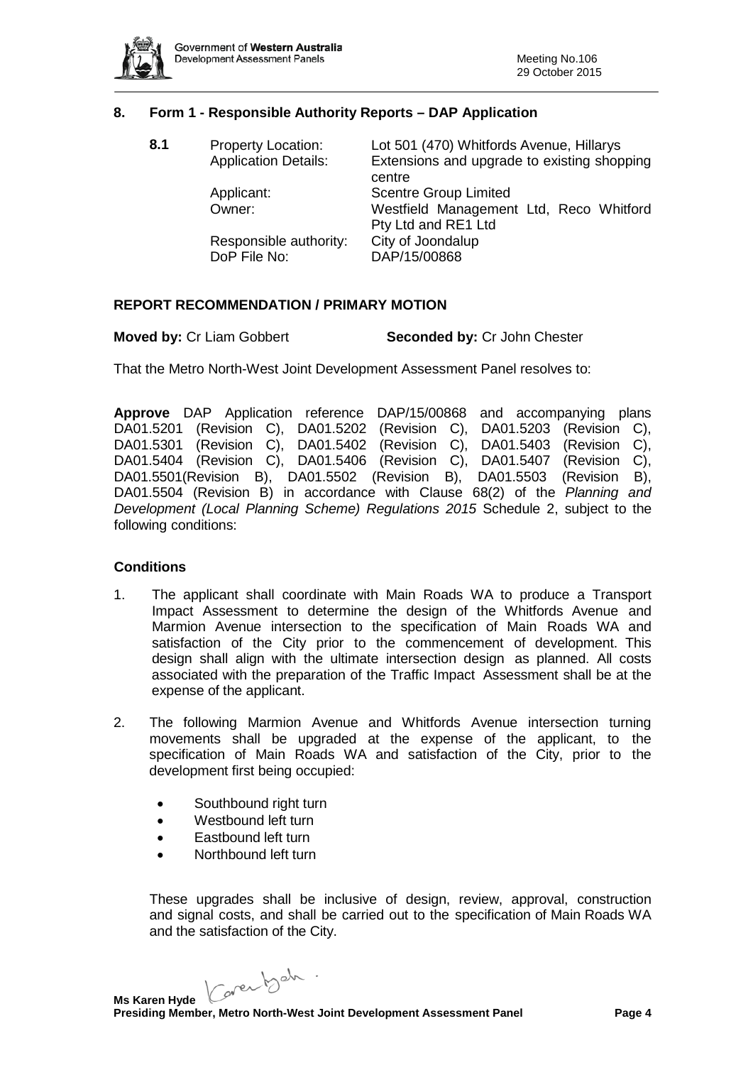## 8. Form 1 - Responsible Authority Reports – DAP Application

**8.1**

| | |
|---|---|
| Property Location: | Lot 501 (470) Whitfords Avenue, Hillarys |
| Application Details: | Extensions and upgrade to existing shopping centre |
| Applicant: | Scentre Group Limited |
| Owner: | Westfield Management Ltd, Reco Whitford Pty Ltd and RE1 Ltd |
| Responsible authority: | City of Joondalup |
| DoP File No: | DAP/15/00868 |

### REPORT RECOMMENDATION / PRIMARY MOTION

**Moved by:** Cr Liam Gobbert **Seconded by:** Cr John Chester

That the Metro North-West Joint Development Assessment Panel resolves to:

**Approve** DAP Application reference DAP/15/00868 and accompanying plans DA01.5201 (Revision C), DA01.5202 (Revision C), DA01.5203 (Revision C), DA01.5301 (Revision C), DA01.5402 (Revision C), DA01.5403 (Revision C), DA01.5404 (Revision C), DA01.5406 (Revision C), DA01.5407 (Revision C), DA01.5501(Revision B), DA01.5502 (Revision B), DA01.5503 (Revision B), DA01.5504 (Revision B) in accordance with Clause 68(2) of the *Planning and Development (Local Planning Scheme) Regulations 2015* Schedule 2, subject to the following conditions:

### Conditions

1. The applicant shall coordinate with Main Roads WA to produce a Transport Impact Assessment to determine the design of the Whitfords Avenue and Marmion Avenue intersection to the specification of Main Roads WA and satisfaction of the City prior to the commencement of development. This design shall align with the ultimate intersection design as planned. All costs associated with the preparation of the Traffic Impact Assessment shall be at the expense of the applicant.

2. The following Marmion Avenue and Whitfords Avenue intersection turning movements shall be upgraded at the expense of the applicant, to the specification of Main Roads WA and satisfaction of the City, prior to the development first being occupied:

   - Southbound right turn
   - Westbound left turn
   - Eastbound left turn
   - Northbound left turn

   These upgrades shall be inclusive of design, review, approval, construction and signal costs, and shall be carried out to the specification of Main Roads WA and the satisfaction of the City.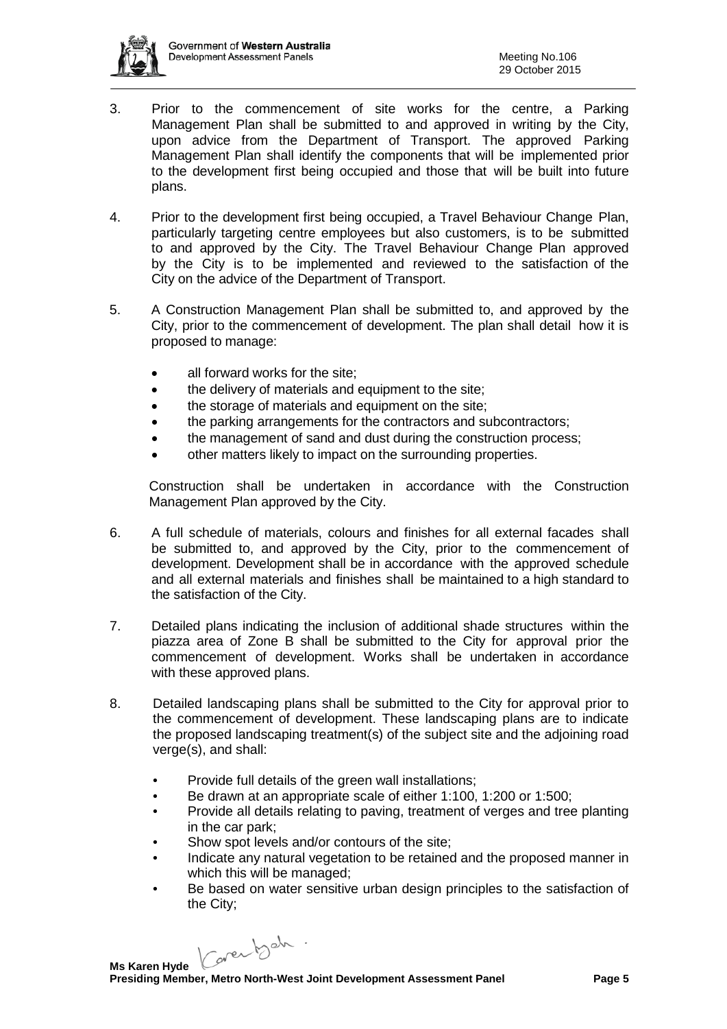3. Prior to the commencement of site works for the centre, a Parking Management Plan shall be submitted to and approved in writing by the City, upon advice from the Department of Transport. The approved Parking Management Plan shall identify the components that will be implemented prior to the development first being occupied and those that will be built into future plans.

4. Prior to the development first being occupied, a Travel Behaviour Change Plan, particularly targeting centre employees but also customers, is to be submitted to and approved by the City. The Travel Behaviour Change Plan approved by the City is to be implemented and reviewed to the satisfaction of the City on the advice of the Department of Transport.

5. A Construction Management Plan shall be submitted to, and approved by the City, prior to the commencement of development. The plan shall detail how it is proposed to manage:

   - all forward works for the site;
   - the delivery of materials and equipment to the site;
   - the storage of materials and equipment on the site;
   - the parking arrangements for the contractors and subcontractors;
   - the management of sand and dust during the construction process;
   - other matters likely to impact on the surrounding properties.

   Construction shall be undertaken in accordance with the Construction Management Plan approved by the City.

6. A full schedule of materials, colours and finishes for all external facades shall be submitted to, and approved by the City, prior to the commencement of development. Development shall be in accordance with the approved schedule and all external materials and finishes shall be maintained to a high standard to the satisfaction of the City.

7. Detailed plans indicating the inclusion of additional shade structures within the piazza area of Zone B shall be submitted to the City for approval prior the commencement of development. Works shall be undertaken in accordance with these approved plans.

8. Detailed landscaping plans shall be submitted to the City for approval prior to the commencement of development. These landscaping plans are to indicate the proposed landscaping treatment(s) of the subject site and the adjoining road verge(s), and shall:

   - Provide full details of the green wall installations;
   - Be drawn at an appropriate scale of either 1:100, 1:200 or 1:500;
   - Provide all details relating to paving, treatment of verges and tree planting in the car park;
   - Show spot levels and/or contours of the site;
   - Indicate any natural vegetation to be retained and the proposed manner in which this will be managed;
   - Be based on water sensitive urban design principles to the satisfaction of the City;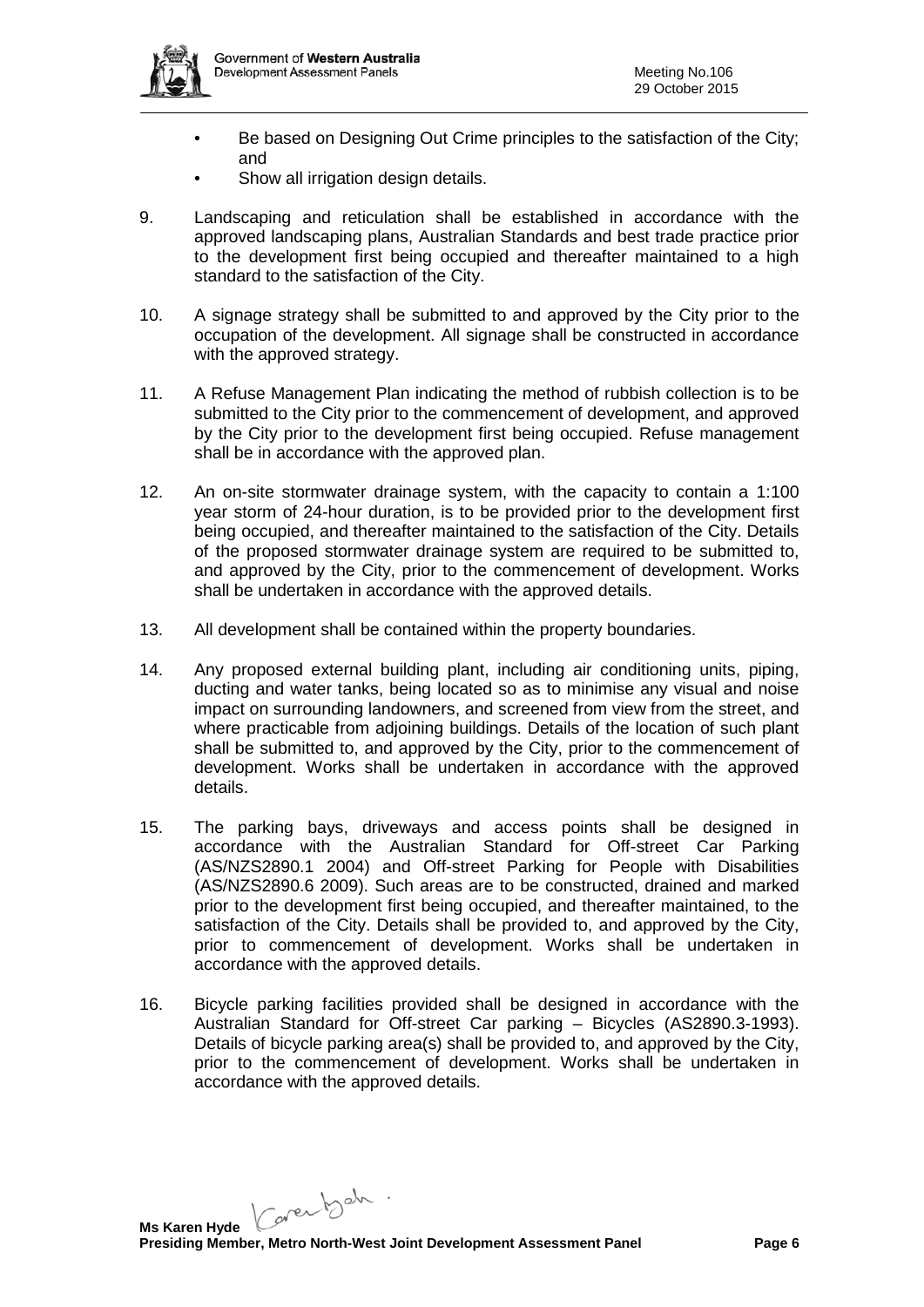- Be based on Designing Out Crime principles to the satisfaction of the City; and
- Show all irrigation design details.

9. Landscaping and reticulation shall be established in accordance with the approved landscaping plans, Australian Standards and best trade practice prior to the development first being occupied and thereafter maintained to a high standard to the satisfaction of the City.

10. A signage strategy shall be submitted to and approved by the City prior to the occupation of the development. All signage shall be constructed in accordance with the approved strategy.

11. A Refuse Management Plan indicating the method of rubbish collection is to be submitted to the City prior to the commencement of development, and approved by the City prior to the development first being occupied. Refuse management shall be in accordance with the approved plan.

12. An on-site stormwater drainage system, with the capacity to contain a 1:100 year storm of 24-hour duration, is to be provided prior to the development first being occupied, and thereafter maintained to the satisfaction of the City. Details of the proposed stormwater drainage system are required to be submitted to, and approved by the City, prior to the commencement of development. Works shall be undertaken in accordance with the approved details.

13. All development shall be contained within the property boundaries.

14. Any proposed external building plant, including air conditioning units, piping, ducting and water tanks, being located so as to minimise any visual and noise impact on surrounding landowners, and screened from view from the street, and where practicable from adjoining buildings. Details of the location of such plant shall be submitted to, and approved by the City, prior to the commencement of development. Works shall be undertaken in accordance with the approved details.

15. The parking bays, driveways and access points shall be designed in accordance with the Australian Standard for Off-street Car Parking (AS/NZS2890.1 2004) and Off-street Parking for People with Disabilities (AS/NZS2890.6 2009). Such areas are to be constructed, drained and marked prior to the development first being occupied, and thereafter maintained, to the satisfaction of the City. Details shall be provided to, and approved by the City, prior to commencement of development. Works shall be undertaken in accordance with the approved details.

16. Bicycle parking facilities provided shall be designed in accordance with the Australian Standard for Off-street Car parking – Bicycles (AS2890.3-1993). Details of bicycle parking area(s) shall be provided to, and approved by the City, prior to the commencement of development. Works shall be undertaken in accordance with the approved details.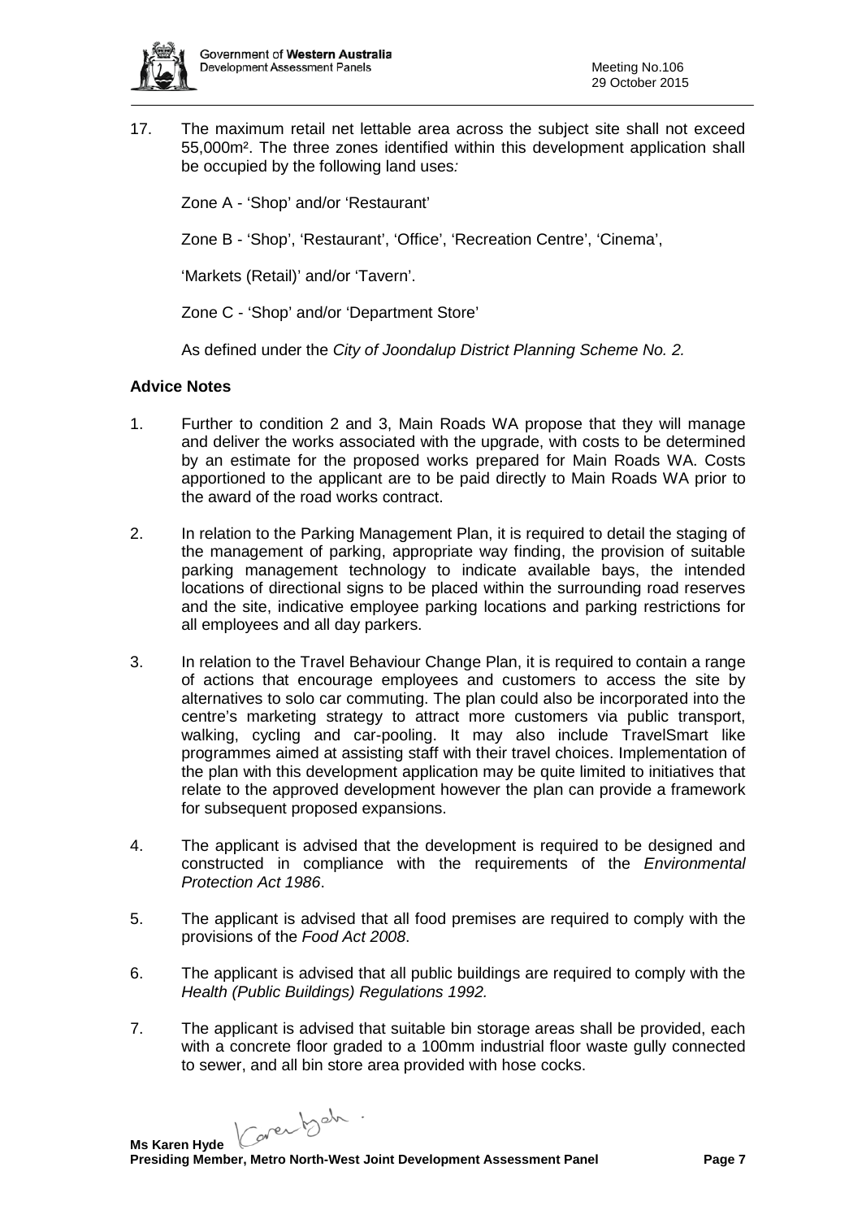17. The maximum retail net lettable area across the subject site shall not exceed 55,000m². The three zones identified within this development application shall be occupied by the following land uses*:*

    Zone A - 'Shop' and/or 'Restaurant'

    Zone B - 'Shop', 'Restaurant', 'Office', 'Recreation Centre', 'Cinema',

    'Markets (Retail)' and/or 'Tavern'.

    Zone C - 'Shop' and/or 'Department Store'

    As defined under the *City of Joondalup District Planning Scheme No. 2.*

**Advice Notes**

1. Further to condition 2 and 3, Main Roads WA propose that they will manage and deliver the works associated with the upgrade, with costs to be determined by an estimate for the proposed works prepared for Main Roads WA. Costs apportioned to the applicant are to be paid directly to Main Roads WA prior to the award of the road works contract.

2. In relation to the Parking Management Plan, it is required to detail the staging of the management of parking, appropriate way finding, the provision of suitable parking management technology to indicate available bays, the intended locations of directional signs to be placed within the surrounding road reserves and the site, indicative employee parking locations and parking restrictions for all employees and all day parkers.

3. In relation to the Travel Behaviour Change Plan, it is required to contain a range of actions that encourage employees and customers to access the site by alternatives to solo car commuting. The plan could also be incorporated into the centre's marketing strategy to attract more customers via public transport, walking, cycling and car-pooling. It may also include TravelSmart like programmes aimed at assisting staff with their travel choices. Implementation of the plan with this development application may be quite limited to initiatives that relate to the approved development however the plan can provide a framework for subsequent proposed expansions.

4. The applicant is advised that the development is required to be designed and constructed in compliance with the requirements of the *Environmental Protection Act 1986*.

5. The applicant is advised that all food premises are required to comply with the provisions of the *Food Act 2008*.

6. The applicant is advised that all public buildings are required to comply with the *Health (Public Buildings) Regulations 1992.*

7. The applicant is advised that suitable bin storage areas shall be provided, each with a concrete floor graded to a 100mm industrial floor waste gully connected to sewer, and all bin store area provided with hose cocks.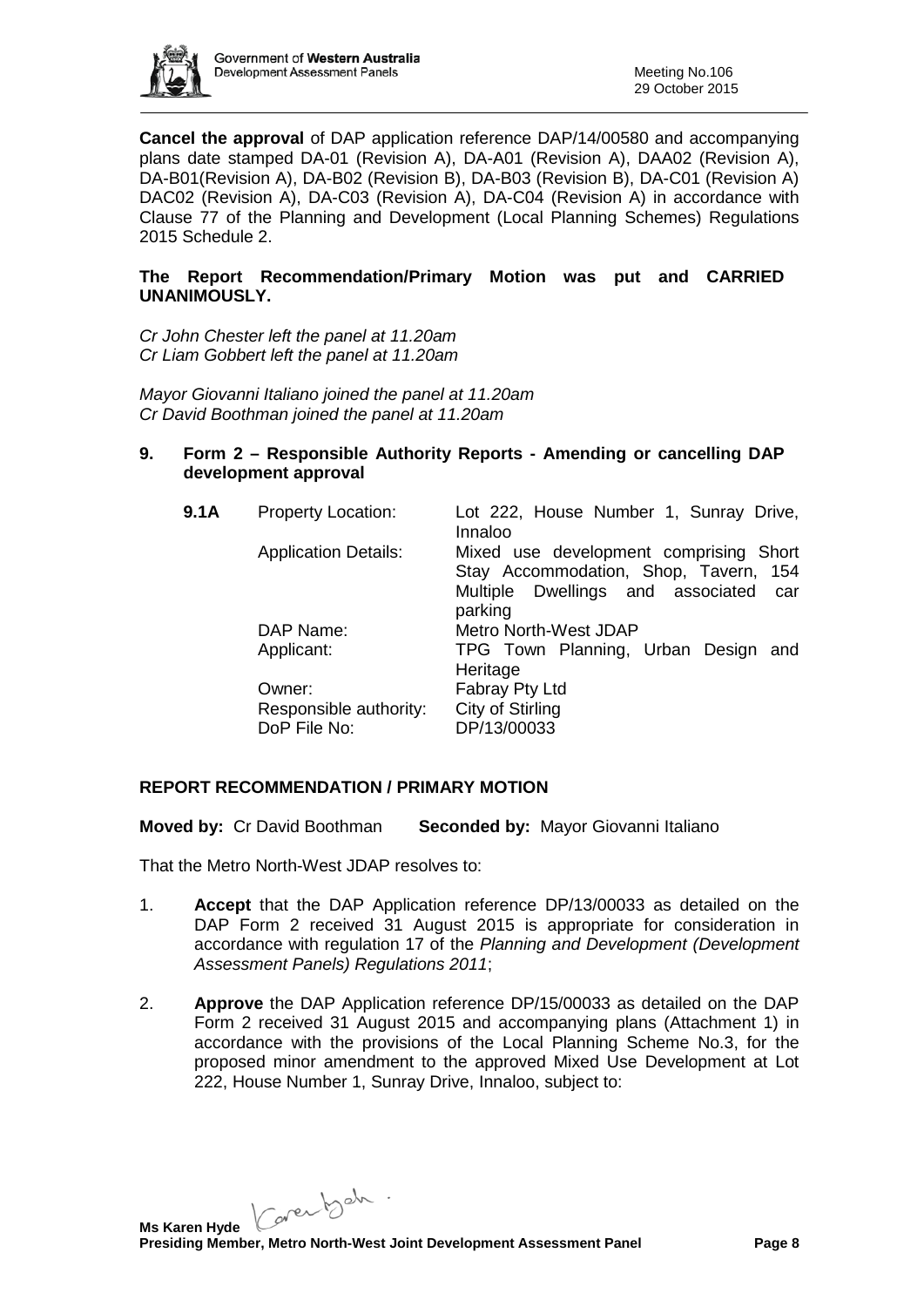**Cancel the approval** of DAP application reference DAP/14/00580 and accompanying plans date stamped DA-01 (Revision A), DA-A01 (Revision A), DAA02 (Revision A), DA-B01(Revision A), DA-B02 (Revision B), DA-B03 (Revision B), DA-C01 (Revision A) DAC02 (Revision A), DA-C03 (Revision A), DA-C04 (Revision A) in accordance with Clause 77 of the Planning and Development (Local Planning Schemes) Regulations 2015 Schedule 2.

**The Report Recommendation/Primary Motion was put and CARRIED UNANIMOUSLY.**

*Cr John Chester left the panel at 11.20am*
*Cr Liam Gobbert left the panel at 11.20am*

*Mayor Giovanni Italiano joined the panel at 11.20am*
*Cr David Boothman joined the panel at 11.20am*

## 9. Form 2 – Responsible Authority Reports - Amending or cancelling DAP development approval

| **9.1A** | Property Location: | Lot 222, House Number 1, Sunray Drive, Innaloo |
|---|---|---|
| | Application Details: | Mixed use development comprising Short Stay Accommodation, Shop, Tavern, 154 Multiple Dwellings and associated car parking |
| | DAP Name: | Metro North-West JDAP |
| | Applicant: | TPG Town Planning, Urban Design and Heritage |
| | Owner: | Fabray Pty Ltd |
| | Responsible authority: | City of Stirling |
| | DoP File No: | DP/13/00033 |

**REPORT RECOMMENDATION / PRIMARY MOTION**

**Moved by:** Cr David Boothman **Seconded by:** Mayor Giovanni Italiano

That the Metro North-West JDAP resolves to:

1. **Accept** that the DAP Application reference DP/13/00033 as detailed on the DAP Form 2 received 31 August 2015 is appropriate for consideration in accordance with regulation 17 of the *Planning and Development (Development Assessment Panels) Regulations 2011*;

2. **Approve** the DAP Application reference DP/15/00033 as detailed on the DAP Form 2 received 31 August 2015 and accompanying plans (Attachment 1) in accordance with the provisions of the Local Planning Scheme No.3, for the proposed minor amendment to the approved Mixed Use Development at Lot 222, House Number 1, Sunray Drive, Innaloo, subject to: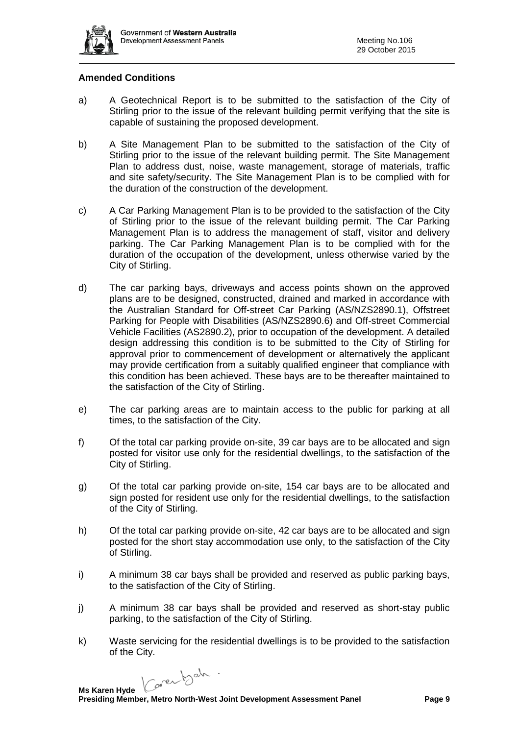**Amended Conditions**

a) A Geotechnical Report is to be submitted to the satisfaction of the City of Stirling prior to the issue of the relevant building permit verifying that the site is capable of sustaining the proposed development.

b) A Site Management Plan to be submitted to the satisfaction of the City of Stirling prior to the issue of the relevant building permit. The Site Management Plan to address dust, noise, waste management, storage of materials, traffic and site safety/security. The Site Management Plan is to be complied with for the duration of the construction of the development.

c) A Car Parking Management Plan is to be provided to the satisfaction of the City of Stirling prior to the issue of the relevant building permit. The Car Parking Management Plan is to address the management of staff, visitor and delivery parking. The Car Parking Management Plan is to be complied with for the duration of the occupation of the development, unless otherwise varied by the City of Stirling.

d) The car parking bays, driveways and access points shown on the approved plans are to be designed, constructed, drained and marked in accordance with the Australian Standard for Off-street Car Parking (AS/NZS2890.1), Offstreet Parking for People with Disabilities (AS/NZS2890.6) and Off-street Commercial Vehicle Facilities (AS2890.2), prior to occupation of the development. A detailed design addressing this condition is to be submitted to the City of Stirling for approval prior to commencement of development or alternatively the applicant may provide certification from a suitably qualified engineer that compliance with this condition has been achieved. These bays are to be thereafter maintained to the satisfaction of the City of Stirling.

e) The car parking areas are to maintain access to the public for parking at all times, to the satisfaction of the City.

f) Of the total car parking provide on-site, 39 car bays are to be allocated and sign posted for visitor use only for the residential dwellings, to the satisfaction of the City of Stirling.

g) Of the total car parking provide on-site, 154 car bays are to be allocated and sign posted for resident use only for the residential dwellings, to the satisfaction of the City of Stirling.

h) Of the total car parking provide on-site, 42 car bays are to be allocated and sign posted for the short stay accommodation use only, to the satisfaction of the City of Stirling.

i) A minimum 38 car bays shall be provided and reserved as public parking bays, to the satisfaction of the City of Stirling.

j) A minimum 38 car bays shall be provided and reserved as short-stay public parking, to the satisfaction of the City of Stirling.

k) Waste servicing for the residential dwellings is to be provided to the satisfaction of the City.

**Ms Karen Hyde**
**Presiding Member, Metro North-West Joint Development Assessment Panel**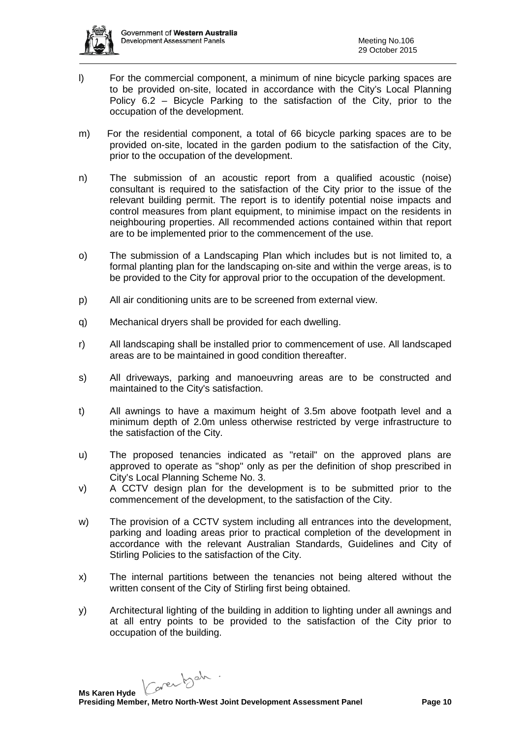l) For the commercial component, a minimum of nine bicycle parking spaces are to be provided on-site, located in accordance with the City's Local Planning Policy 6.2 – Bicycle Parking to the satisfaction of the City, prior to the occupation of the development.

m) For the residential component, a total of 66 bicycle parking spaces are to be provided on-site, located in the garden podium to the satisfaction of the City, prior to the occupation of the development.

n) The submission of an acoustic report from a qualified acoustic (noise) consultant is required to the satisfaction of the City prior to the issue of the relevant building permit. The report is to identify potential noise impacts and control measures from plant equipment, to minimise impact on the residents in neighbouring properties. All recommended actions contained within that report are to be implemented prior to the commencement of the use.

o) The submission of a Landscaping Plan which includes but is not limited to, a formal planting plan for the landscaping on-site and within the verge areas, is to be provided to the City for approval prior to the occupation of the development.

p) All air conditioning units are to be screened from external view.

q) Mechanical dryers shall be provided for each dwelling.

r) All landscaping shall be installed prior to commencement of use. All landscaped areas are to be maintained in good condition thereafter.

s) All driveways, parking and manoeuvring areas are to be constructed and maintained to the City's satisfaction.

t) All awnings to have a maximum height of 3.5m above footpath level and a minimum depth of 2.0m unless otherwise restricted by verge infrastructure to the satisfaction of the City.

u) The proposed tenancies indicated as "retail" on the approved plans are approved to operate as "shop" only as per the definition of shop prescribed in City's Local Planning Scheme No. 3.

v) A CCTV design plan for the development is to be submitted prior to the commencement of the development, to the satisfaction of the City.

w) The provision of a CCTV system including all entrances into the development, parking and loading areas prior to practical completion of the development in accordance with the relevant Australian Standards, Guidelines and City of Stirling Policies to the satisfaction of the City.

x) The internal partitions between the tenancies not being altered without the written consent of the City of Stirling first being obtained.

y) Architectural lighting of the building in addition to lighting under all awnings and at all entry points to be provided to the satisfaction of the City prior to occupation of the building.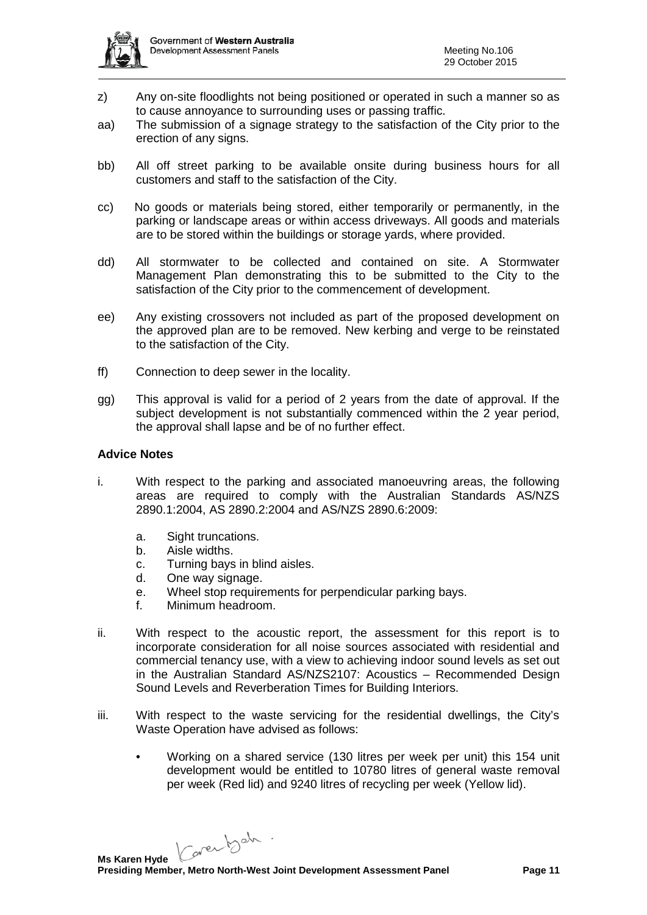z) Any on-site floodlights not being positioned or operated in such a manner so as to cause annoyance to surrounding uses or passing traffic.

aa) The submission of a signage strategy to the satisfaction of the City prior to the erection of any signs.

bb) All off street parking to be available onsite during business hours for all customers and staff to the satisfaction of the City.

cc) No goods or materials being stored, either temporarily or permanently, in the parking or landscape areas or within access driveways. All goods and materials are to be stored within the buildings or storage yards, where provided.

dd) All stormwater to be collected and contained on site. A Stormwater Management Plan demonstrating this to be submitted to the City to the satisfaction of the City prior to the commencement of development.

ee) Any existing crossovers not included as part of the proposed development on the approved plan are to be removed. New kerbing and verge to be reinstated to the satisfaction of the City.

ff) Connection to deep sewer in the locality.

gg) This approval is valid for a period of 2 years from the date of approval. If the subject development is not substantially commenced within the 2 year period, the approval shall lapse and be of no further effect.

**Advice Notes**

i. With respect to the parking and associated manoeuvring areas, the following areas are required to comply with the Australian Standards AS/NZS 2890.1:2004, AS 2890.2:2004 and AS/NZS 2890.6:2009:

   a. Sight truncations.
   b. Aisle widths.
   c. Turning bays in blind aisles.
   d. One way signage.
   e. Wheel stop requirements for perpendicular parking bays.
   f. Minimum headroom.

ii. With respect to the acoustic report, the assessment for this report is to incorporate consideration for all noise sources associated with residential and commercial tenancy use, with a view to achieving indoor sound levels as set out in the Australian Standard AS/NZS2107: Acoustics – Recommended Design Sound Levels and Reverberation Times for Building Interiors.

iii. With respect to the waste servicing for the residential dwellings, the City's Waste Operation have advised as follows:

   - Working on a shared service (130 litres per week per unit) this 154 unit development would be entitled to 10780 litres of general waste removal per week (Red lid) and 9240 litres of recycling per week (Yellow lid).

**Ms Karen Hyde**
**Presiding Member, Metro North-West Joint Development Assessment Panel**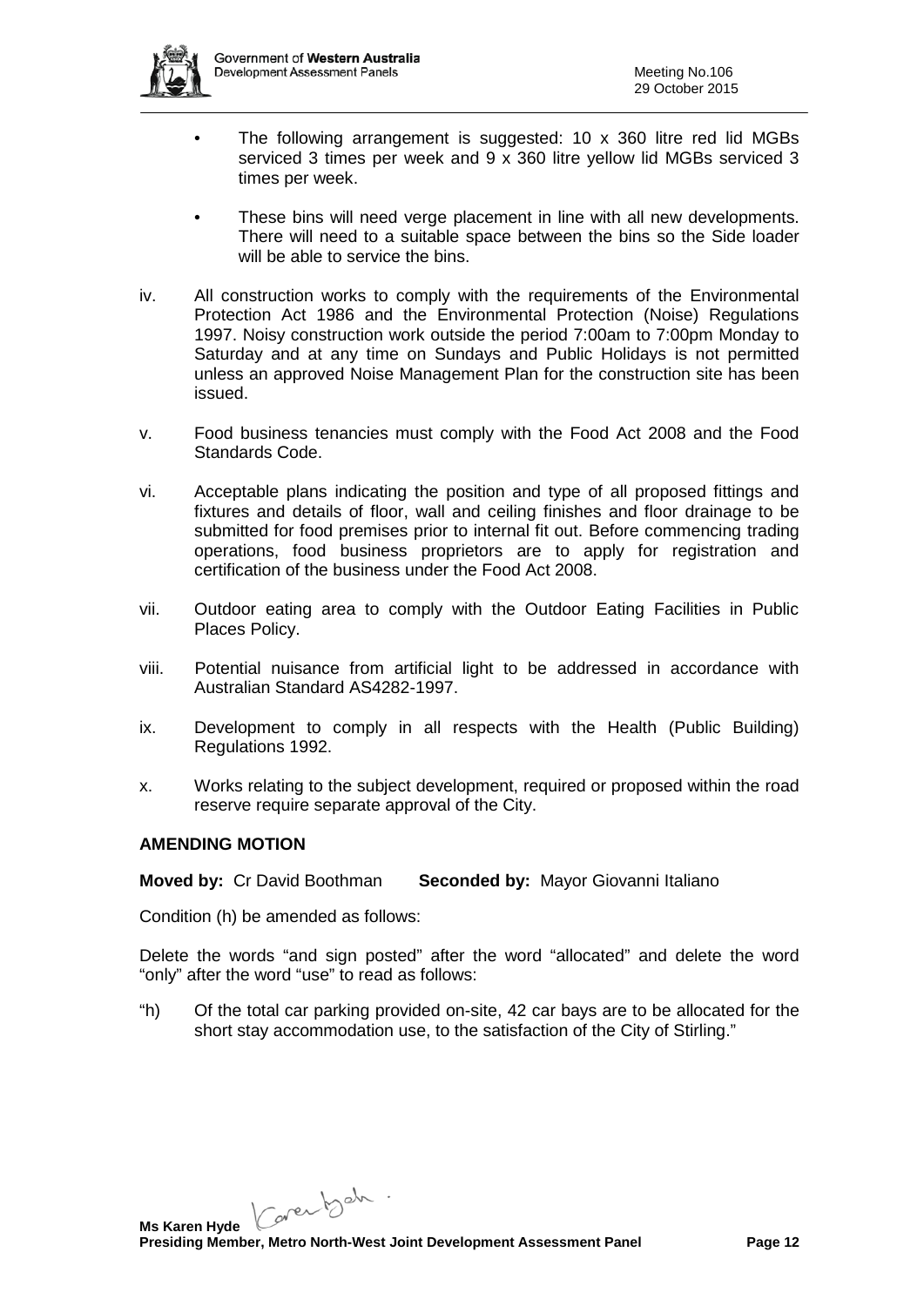- The following arrangement is suggested: 10 x 360 litre red lid MGBs serviced 3 times per week and 9 x 360 litre yellow lid MGBs serviced 3 times per week.

- These bins will need verge placement in line with all new developments. There will need to a suitable space between the bins so the Side loader will be able to service the bins.

iv. All construction works to comply with the requirements of the Environmental Protection Act 1986 and the Environmental Protection (Noise) Regulations 1997. Noisy construction work outside the period 7:00am to 7:00pm Monday to Saturday and at any time on Sundays and Public Holidays is not permitted unless an approved Noise Management Plan for the construction site has been issued.

v. Food business tenancies must comply with the Food Act 2008 and the Food Standards Code.

vi. Acceptable plans indicating the position and type of all proposed fittings and fixtures and details of floor, wall and ceiling finishes and floor drainage to be submitted for food premises prior to internal fit out. Before commencing trading operations, food business proprietors are to apply for registration and certification of the business under the Food Act 2008.

vii. Outdoor eating area to comply with the Outdoor Eating Facilities in Public Places Policy.

viii. Potential nuisance from artificial light to be addressed in accordance with Australian Standard AS4282-1997.

ix. Development to comply in all respects with the Health (Public Building) Regulations 1992.

x. Works relating to the subject development, required or proposed within the road reserve require separate approval of the City.

**AMENDING MOTION**

**Moved by:** Cr David Boothman **Seconded by:** Mayor Giovanni Italiano

Condition (h) be amended as follows:

Delete the words "and sign posted" after the word "allocated" and delete the word "only" after the word "use" to read as follows:

"h) Of the total car parking provided on-site, 42 car bays are to be allocated for the short stay accommodation use, to the satisfaction of the City of Stirling."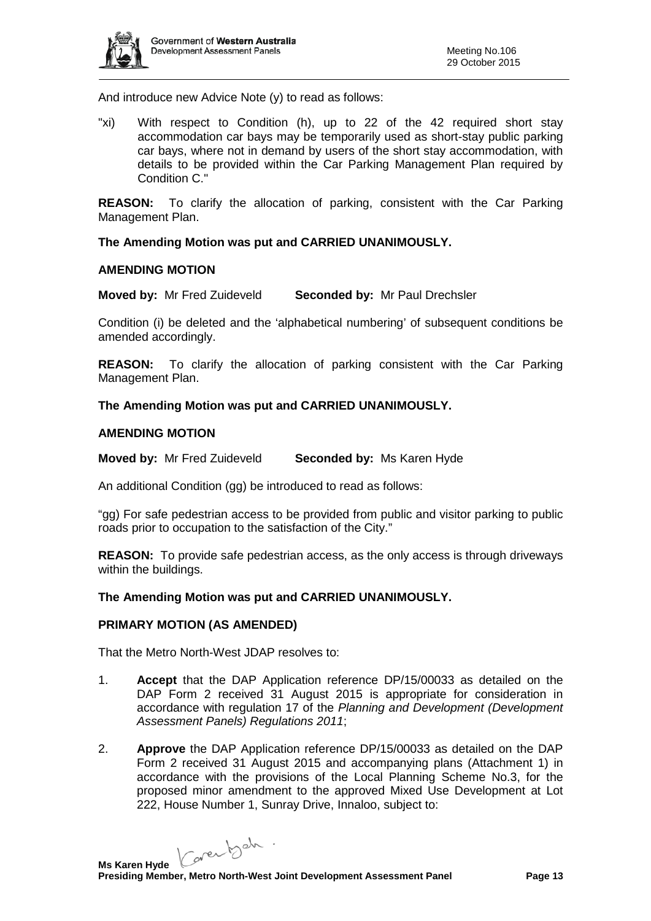And introduce new Advice Note (y) to read as follows:

"xi) With respect to Condition (h), up to 22 of the 42 required short stay accommodation car bays may be temporarily used as short-stay public parking car bays, where not in demand by users of the short stay accommodation, with details to be provided within the Car Parking Management Plan required by Condition C."

**REASON:** To clarify the allocation of parking, consistent with the Car Parking Management Plan.

**The Amending Motion was put and CARRIED UNANIMOUSLY.**

**AMENDING MOTION**

**Moved by:** Mr Fred Zuideveld **Seconded by:** Mr Paul Drechsler

Condition (i) be deleted and the 'alphabetical numbering' of subsequent conditions be amended accordingly.

**REASON:** To clarify the allocation of parking consistent with the Car Parking Management Plan.

**The Amending Motion was put and CARRIED UNANIMOUSLY.**

**AMENDING MOTION**

**Moved by:** Mr Fred Zuideveld **Seconded by:** Ms Karen Hyde

An additional Condition (gg) be introduced to read as follows:

"gg) For safe pedestrian access to be provided from public and visitor parking to public roads prior to occupation to the satisfaction of the City."

**REASON:** To provide safe pedestrian access, as the only access is through driveways within the buildings.

**The Amending Motion was put and CARRIED UNANIMOUSLY.**

**PRIMARY MOTION (AS AMENDED)**

That the Metro North-West JDAP resolves to:

1. **Accept** that the DAP Application reference DP/15/00033 as detailed on the DAP Form 2 received 31 August 2015 is appropriate for consideration in accordance with regulation 17 of the *Planning and Development (Development Assessment Panels) Regulations 2011*;

2. **Approve** the DAP Application reference DP/15/00033 as detailed on the DAP Form 2 received 31 August 2015 and accompanying plans (Attachment 1) in accordance with the provisions of the Local Planning Scheme No.3, for the proposed minor amendment to the approved Mixed Use Development at Lot 222, House Number 1, Sunray Drive, Innaloo, subject to: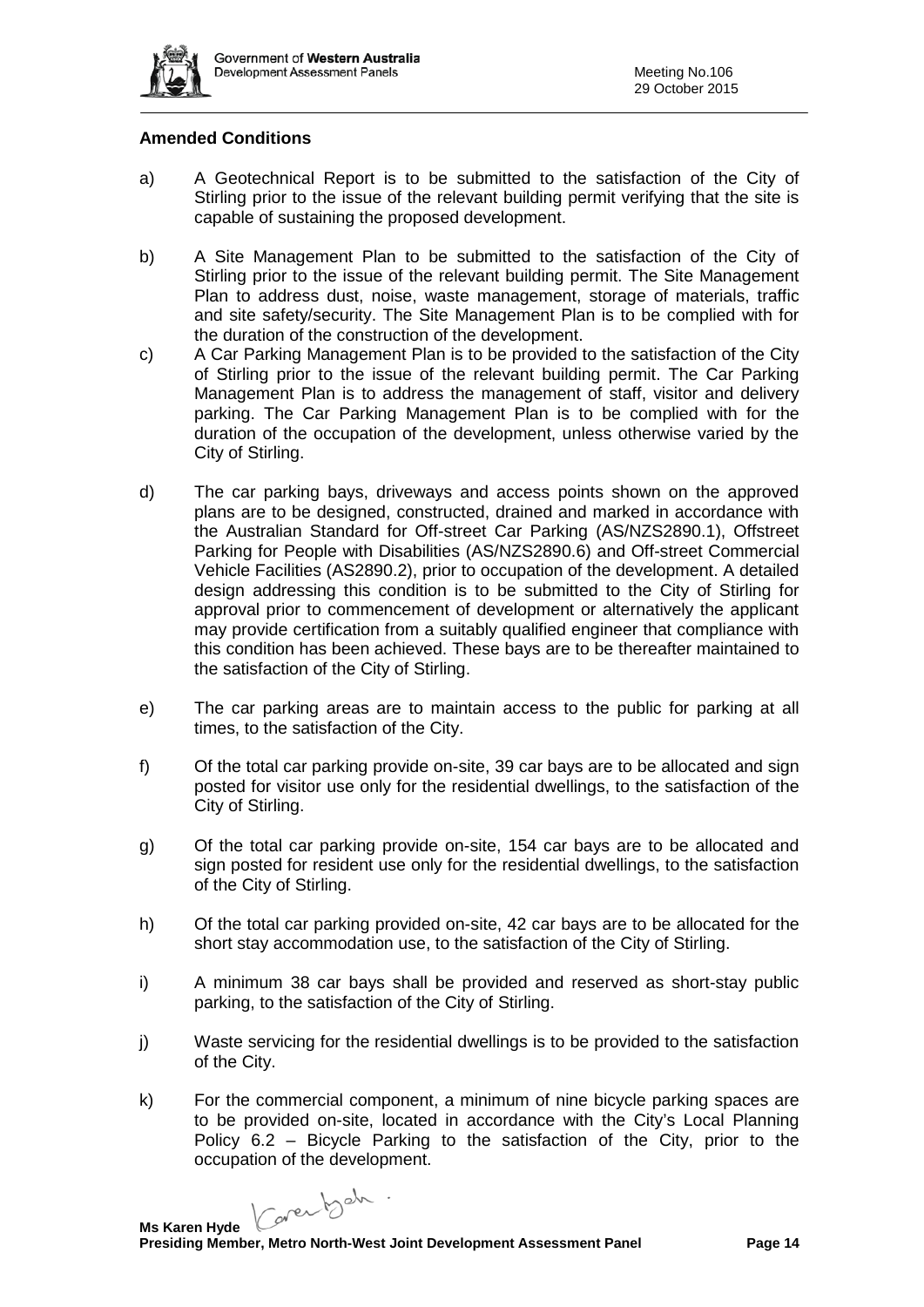**Amended Conditions**

a) A Geotechnical Report is to be submitted to the satisfaction of the City of Stirling prior to the issue of the relevant building permit verifying that the site is capable of sustaining the proposed development.

b) A Site Management Plan to be submitted to the satisfaction of the City of Stirling prior to the issue of the relevant building permit. The Site Management Plan to address dust, noise, waste management, storage of materials, traffic and site safety/security. The Site Management Plan is to be complied with for the duration of the construction of the development.

c) A Car Parking Management Plan is to be provided to the satisfaction of the City of Stirling prior to the issue of the relevant building permit. The Car Parking Management Plan is to address the management of staff, visitor and delivery parking. The Car Parking Management Plan is to be complied with for the duration of the occupation of the development, unless otherwise varied by the City of Stirling.

d) The car parking bays, driveways and access points shown on the approved plans are to be designed, constructed, drained and marked in accordance with the Australian Standard for Off-street Car Parking (AS/NZS2890.1), Offstreet Parking for People with Disabilities (AS/NZS2890.6) and Off-street Commercial Vehicle Facilities (AS2890.2), prior to occupation of the development. A detailed design addressing this condition is to be submitted to the City of Stirling for approval prior to commencement of development or alternatively the applicant may provide certification from a suitably qualified engineer that compliance with this condition has been achieved. These bays are to be thereafter maintained to the satisfaction of the City of Stirling.

e) The car parking areas are to maintain access to the public for parking at all times, to the satisfaction of the City.

f) Of the total car parking provide on-site, 39 car bays are to be allocated and sign posted for visitor use only for the residential dwellings, to the satisfaction of the City of Stirling.

g) Of the total car parking provide on-site, 154 car bays are to be allocated and sign posted for resident use only for the residential dwellings, to the satisfaction of the City of Stirling.

h) Of the total car parking provided on-site, 42 car bays are to be allocated for the short stay accommodation use, to the satisfaction of the City of Stirling.

i) A minimum 38 car bays shall be provided and reserved as short-stay public parking, to the satisfaction of the City of Stirling.

j) Waste servicing for the residential dwellings is to be provided to the satisfaction of the City.

k) For the commercial component, a minimum of nine bicycle parking spaces are to be provided on-site, located in accordance with the City's Local Planning Policy 6.2 – Bicycle Parking to the satisfaction of the City, prior to the occupation of the development.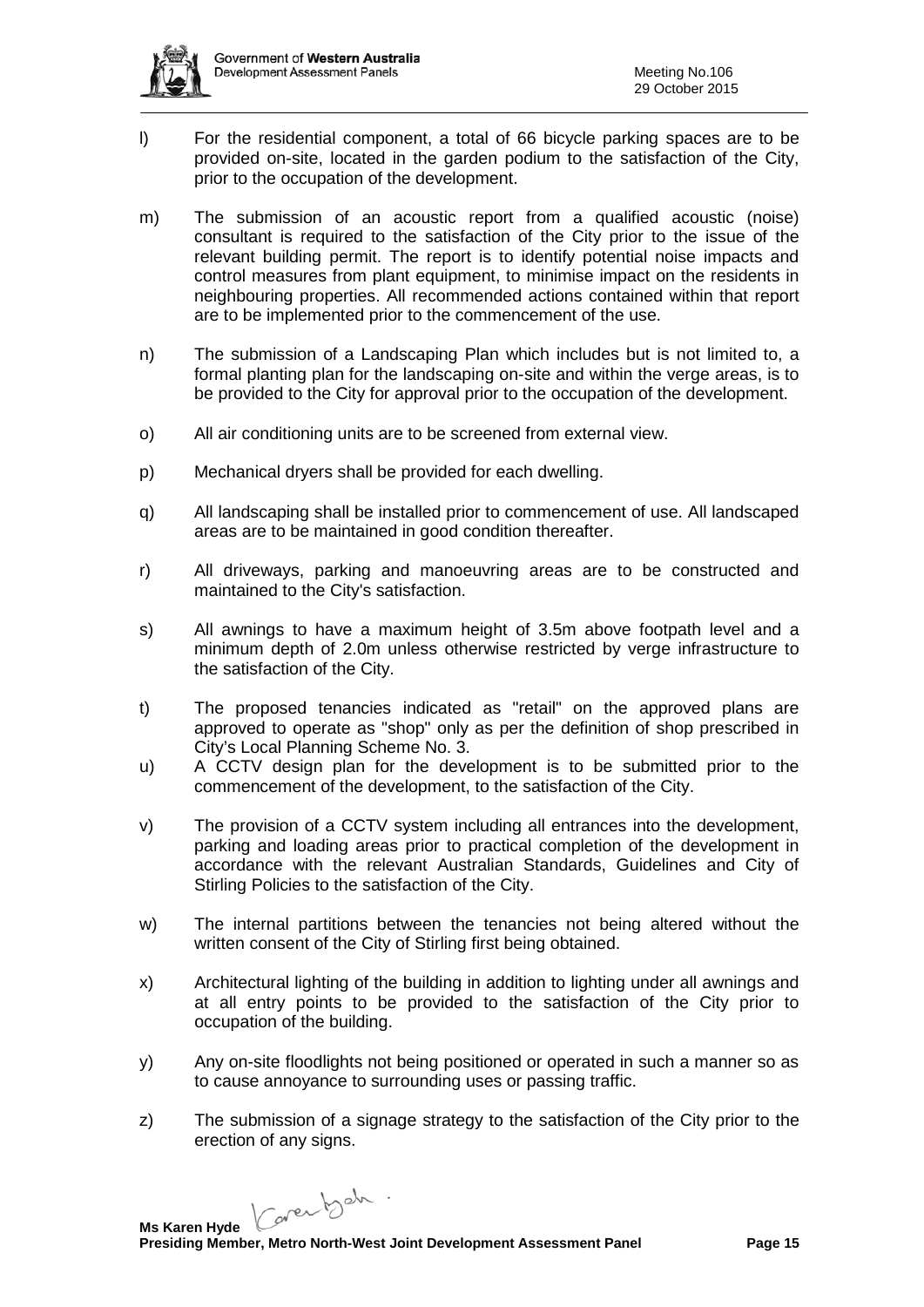l) For the residential component, a total of 66 bicycle parking spaces are to be provided on-site, located in the garden podium to the satisfaction of the City, prior to the occupation of the development.

m) The submission of an acoustic report from a qualified acoustic (noise) consultant is required to the satisfaction of the City prior to the issue of the relevant building permit. The report is to identify potential noise impacts and control measures from plant equipment, to minimise impact on the residents in neighbouring properties. All recommended actions contained within that report are to be implemented prior to the commencement of the use.

n) The submission of a Landscaping Plan which includes but is not limited to, a formal planting plan for the landscaping on-site and within the verge areas, is to be provided to the City for approval prior to the occupation of the development.

o) All air conditioning units are to be screened from external view.

p) Mechanical dryers shall be provided for each dwelling.

q) All landscaping shall be installed prior to commencement of use. All landscaped areas are to be maintained in good condition thereafter.

r) All driveways, parking and manoeuvring areas are to be constructed and maintained to the City's satisfaction.

s) All awnings to have a maximum height of 3.5m above footpath level and a minimum depth of 2.0m unless otherwise restricted by verge infrastructure to the satisfaction of the City.

t) The proposed tenancies indicated as "retail" on the approved plans are approved to operate as "shop" only as per the definition of shop prescribed in City's Local Planning Scheme No. 3.

u) A CCTV design plan for the development is to be submitted prior to the commencement of the development, to the satisfaction of the City.

v) The provision of a CCTV system including all entrances into the development, parking and loading areas prior to practical completion of the development in accordance with the relevant Australian Standards, Guidelines and City of Stirling Policies to the satisfaction of the City.

w) The internal partitions between the tenancies not being altered without the written consent of the City of Stirling first being obtained.

x) Architectural lighting of the building in addition to lighting under all awnings and at all entry points to be provided to the satisfaction of the City prior to occupation of the building.

y) Any on-site floodlights not being positioned or operated in such a manner so as to cause annoyance to surrounding uses or passing traffic.

z) The submission of a signage strategy to the satisfaction of the City prior to the erection of any signs.

**Ms Karen Hyde**
**Presiding Member, Metro North-West Joint Development Assessment Panel**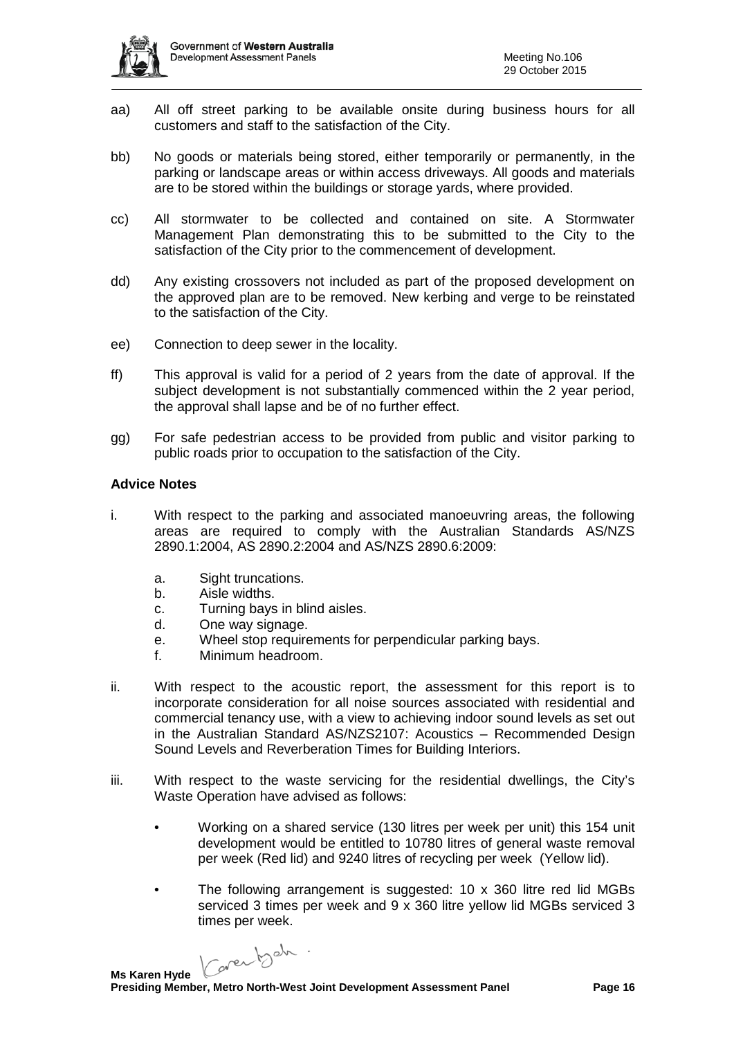aa) All off street parking to be available onsite during business hours for all customers and staff to the satisfaction of the City.

bb) No goods or materials being stored, either temporarily or permanently, in the parking or landscape areas or within access driveways. All goods and materials are to be stored within the buildings or storage yards, where provided.

cc) All stormwater to be collected and contained on site. A Stormwater Management Plan demonstrating this to be submitted to the City to the satisfaction of the City prior to the commencement of development.

dd) Any existing crossovers not included as part of the proposed development on the approved plan are to be removed. New kerbing and verge to be reinstated to the satisfaction of the City.

ee) Connection to deep sewer in the locality.

ff) This approval is valid for a period of 2 years from the date of approval. If the subject development is not substantially commenced within the 2 year period, the approval shall lapse and be of no further effect.

gg) For safe pedestrian access to be provided from public and visitor parking to public roads prior to occupation to the satisfaction of the City.

**Advice Notes**

i. With respect to the parking and associated manoeuvring areas, the following areas are required to comply with the Australian Standards AS/NZS 2890.1:2004, AS 2890.2:2004 and AS/NZS 2890.6:2009:

   a. Sight truncations.
   b. Aisle widths.
   c. Turning bays in blind aisles.
   d. One way signage.
   e. Wheel stop requirements for perpendicular parking bays.
   f. Minimum headroom.

ii. With respect to the acoustic report, the assessment for this report is to incorporate consideration for all noise sources associated with residential and commercial tenancy use, with a view to achieving indoor sound levels as set out in the Australian Standard AS/NZS2107: Acoustics – Recommended Design Sound Levels and Reverberation Times for Building Interiors.

iii. With respect to the waste servicing for the residential dwellings, the City's Waste Operation have advised as follows:

   - Working on a shared service (130 litres per week per unit) this 154 unit development would be entitled to 10780 litres of general waste removal per week (Red lid) and 9240 litres of recycling per week (Yellow lid).
   - The following arrangement is suggested: 10 x 360 litre red lid MGBs serviced 3 times per week and 9 x 360 litre yellow lid MGBs serviced 3 times per week.

**Ms Karen Hyde**
**Presiding Member, Metro North-West Joint Development Assessment Panel**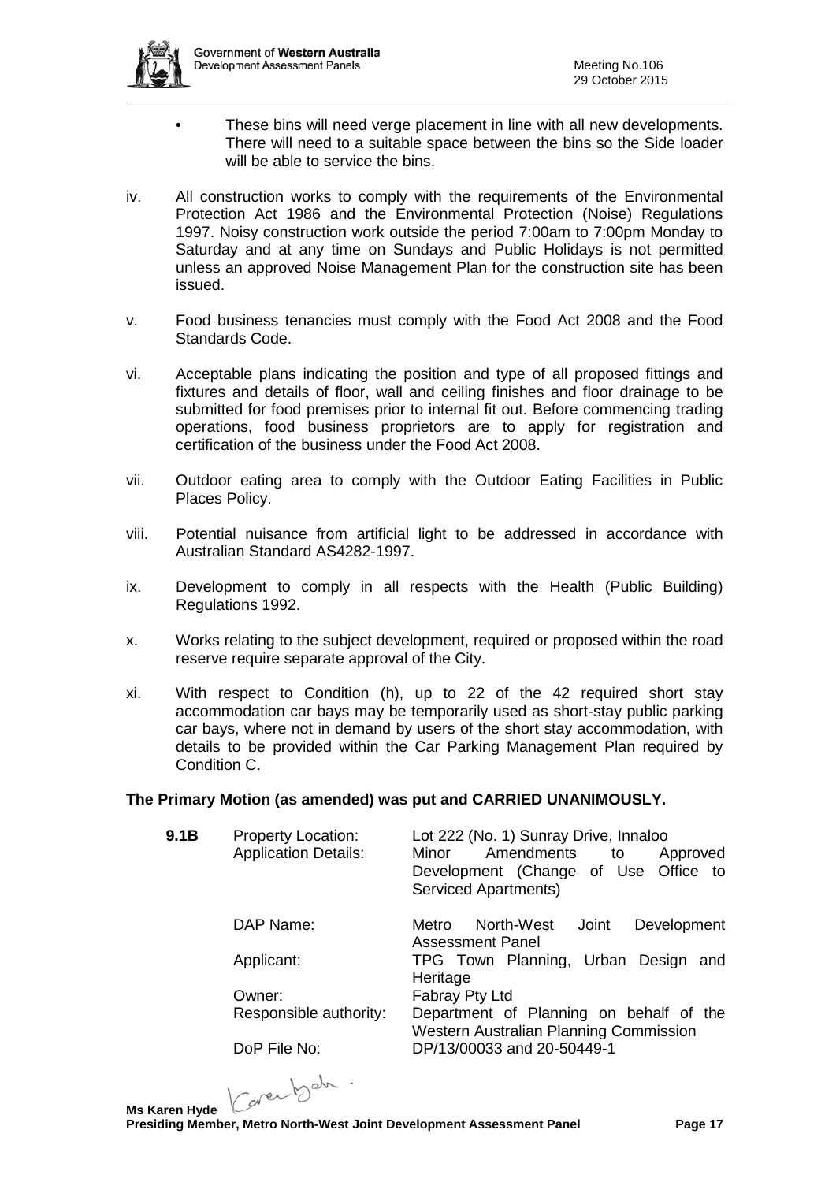- These bins will need verge placement in line with all new developments. There will need to a suitable space between the bins so the Side loader will be able to service the bins.

iv. All construction works to comply with the requirements of the Environmental Protection Act 1986 and the Environmental Protection (Noise) Regulations 1997. Noisy construction work outside the period 7:00am to 7:00pm Monday to Saturday and at any time on Sundays and Public Holidays is not permitted unless an approved Noise Management Plan for the construction site has been issued.

v. Food business tenancies must comply with the Food Act 2008 and the Food Standards Code.

vi. Acceptable plans indicating the position and type of all proposed fittings and fixtures and details of floor, wall and ceiling finishes and floor drainage to be submitted for food premises prior to internal fit out. Before commencing trading operations, food business proprietors are to apply for registration and certification of the business under the Food Act 2008.

vii. Outdoor eating area to comply with the Outdoor Eating Facilities in Public Places Policy.

viii. Potential nuisance from artificial light to be addressed in accordance with Australian Standard AS4282-1997.

ix. Development to comply in all respects with the Health (Public Building) Regulations 1992.

x. Works relating to the subject development, required or proposed within the road reserve require separate approval of the City.

xi. With respect to Condition (h), up to 22 of the 42 required short stay accommodation car bays may be temporarily used as short-stay public parking car bays, where not in demand by users of the short stay accommodation, with details to be provided within the Car Parking Management Plan required by Condition C.

**The Primary Motion (as amended) was put and CARRIED UNANIMOUSLY.**

| **9.1B** | Property Location: | Lot 222 (No. 1) Sunray Drive, Innaloo |
|---|---|---|
| | Application Details: | Minor Amendments to Approved Development (Change of Use Office to Serviced Apartments) |
| | DAP Name: | Metro North-West Joint Development Assessment Panel |
| | Applicant: | TPG Town Planning, Urban Design and Heritage |
| | Owner: | Fabray Pty Ltd |
| | Responsible authority: | Department of Planning on behalf of the Western Australian Planning Commission |
| | DoP File No: | DP/13/00033 and 20-50449-1 |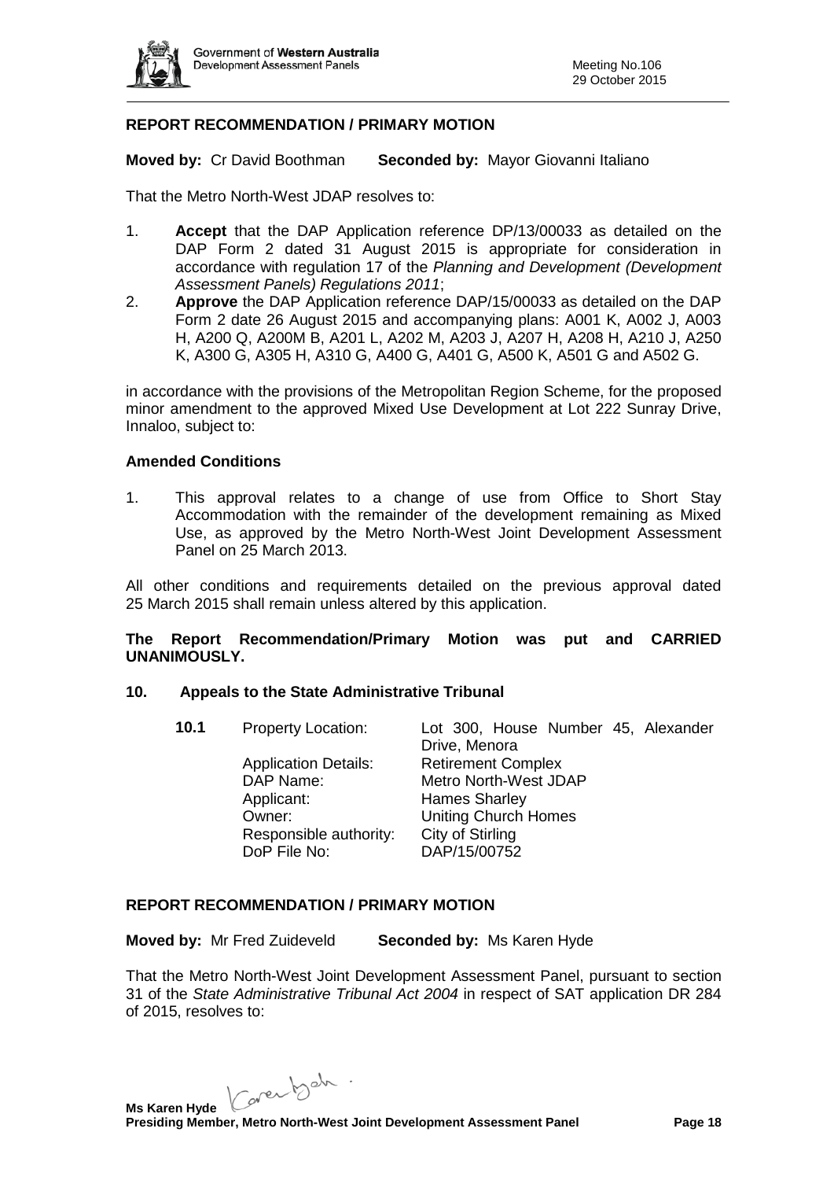### REPORT RECOMMENDATION / PRIMARY MOTION

**Moved by:** Cr David Boothman **Seconded by:** Mayor Giovanni Italiano

That the Metro North-West JDAP resolves to:

1. **Accept** that the DAP Application reference DP/13/00033 as detailed on the DAP Form 2 dated 31 August 2015 is appropriate for consideration in accordance with regulation 17 of the *Planning and Development (Development Assessment Panels) Regulations 2011*;
2. **Approve** the DAP Application reference DAP/15/00033 as detailed on the DAP Form 2 date 26 August 2015 and accompanying plans: A001 K, A002 J, A003 H, A200 Q, A200M B, A201 L, A202 M, A203 J, A207 H, A208 H, A210 J, A250 K, A300 G, A305 H, A310 G, A400 G, A401 G, A500 K, A501 G and A502 G.

in accordance with the provisions of the Metropolitan Region Scheme, for the proposed minor amendment to the approved Mixed Use Development at Lot 222 Sunray Drive, Innaloo, subject to:

#### Amended Conditions

1. This approval relates to a change of use from Office to Short Stay Accommodation with the remainder of the development remaining as Mixed Use, as approved by the Metro North-West Joint Development Assessment Panel on 25 March 2013.

All other conditions and requirements detailed on the previous approval dated 25 March 2015 shall remain unless altered by this application.

**The Report Recommendation/Primary Motion was put and CARRIED UNANIMOUSLY.**

## 10. Appeals to the State Administrative Tribunal

**10.1**

| | |
|---|---|
| Property Location: | Lot 300, House Number 45, Alexander Drive, Menora |
| Application Details: | Retirement Complex |
| DAP Name: | Metro North-West JDAP |
| Applicant: | Hames Sharley |
| Owner: | Uniting Church Homes |
| Responsible authority: | City of Stirling |
| DoP File No: | DAP/15/00752 |

### REPORT RECOMMENDATION / PRIMARY MOTION

**Moved by:** Mr Fred Zuideveld **Seconded by:** Ms Karen Hyde

That the Metro North-West Joint Development Assessment Panel, pursuant to section 31 of the *State Administrative Tribunal Act 2004* in respect of SAT application DR 284 of 2015, resolves to: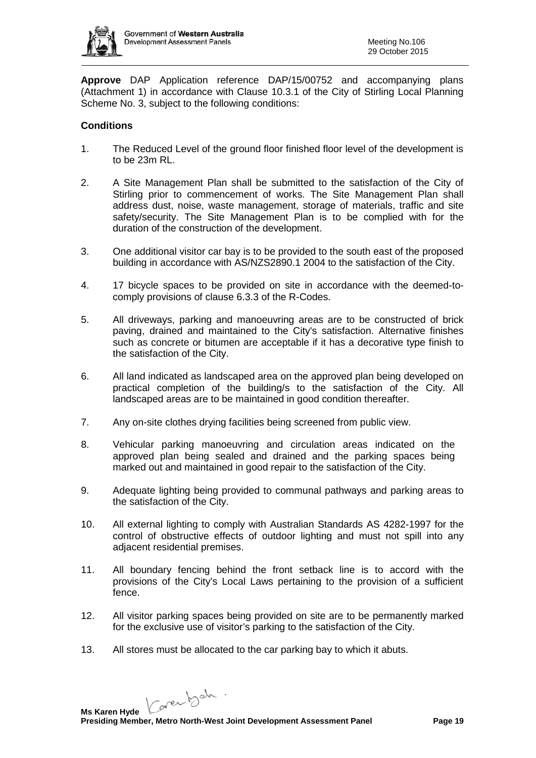**Approve** DAP Application reference DAP/15/00752 and accompanying plans (Attachment 1) in accordance with Clause 10.3.1 of the City of Stirling Local Planning Scheme No. 3, subject to the following conditions:

**Conditions**

1. The Reduced Level of the ground floor finished floor level of the development is to be 23m RL.

2. A Site Management Plan shall be submitted to the satisfaction of the City of Stirling prior to commencement of works. The Site Management Plan shall address dust, noise, waste management, storage of materials, traffic and site safety/security. The Site Management Plan is to be complied with for the duration of the construction of the development.

3. One additional visitor car bay is to be provided to the south east of the proposed building in accordance with AS/NZS2890.1 2004 to the satisfaction of the City.

4. 17 bicycle spaces to be provided on site in accordance with the deemed-to-comply provisions of clause 6.3.3 of the R-Codes.

5. All driveways, parking and manoeuvring areas are to be constructed of brick paving, drained and maintained to the City's satisfaction. Alternative finishes such as concrete or bitumen are acceptable if it has a decorative type finish to the satisfaction of the City.

6. All land indicated as landscaped area on the approved plan being developed on practical completion of the building/s to the satisfaction of the City. All landscaped areas are to be maintained in good condition thereafter.

7. Any on-site clothes drying facilities being screened from public view.

8. Vehicular parking manoeuvring and circulation areas indicated on the approved plan being sealed and drained and the parking spaces being marked out and maintained in good repair to the satisfaction of the City.

9. Adequate lighting being provided to communal pathways and parking areas to the satisfaction of the City.

10. All external lighting to comply with Australian Standards AS 4282-1997 for the control of obstructive effects of outdoor lighting and must not spill into any adjacent residential premises.

11. All boundary fencing behind the front setback line is to accord with the provisions of the City's Local Laws pertaining to the provision of a sufficient fence.

12. All visitor parking spaces being provided on site are to be permanently marked for the exclusive use of visitor's parking to the satisfaction of the City.

13. All stores must be allocated to the car parking bay to which it abuts.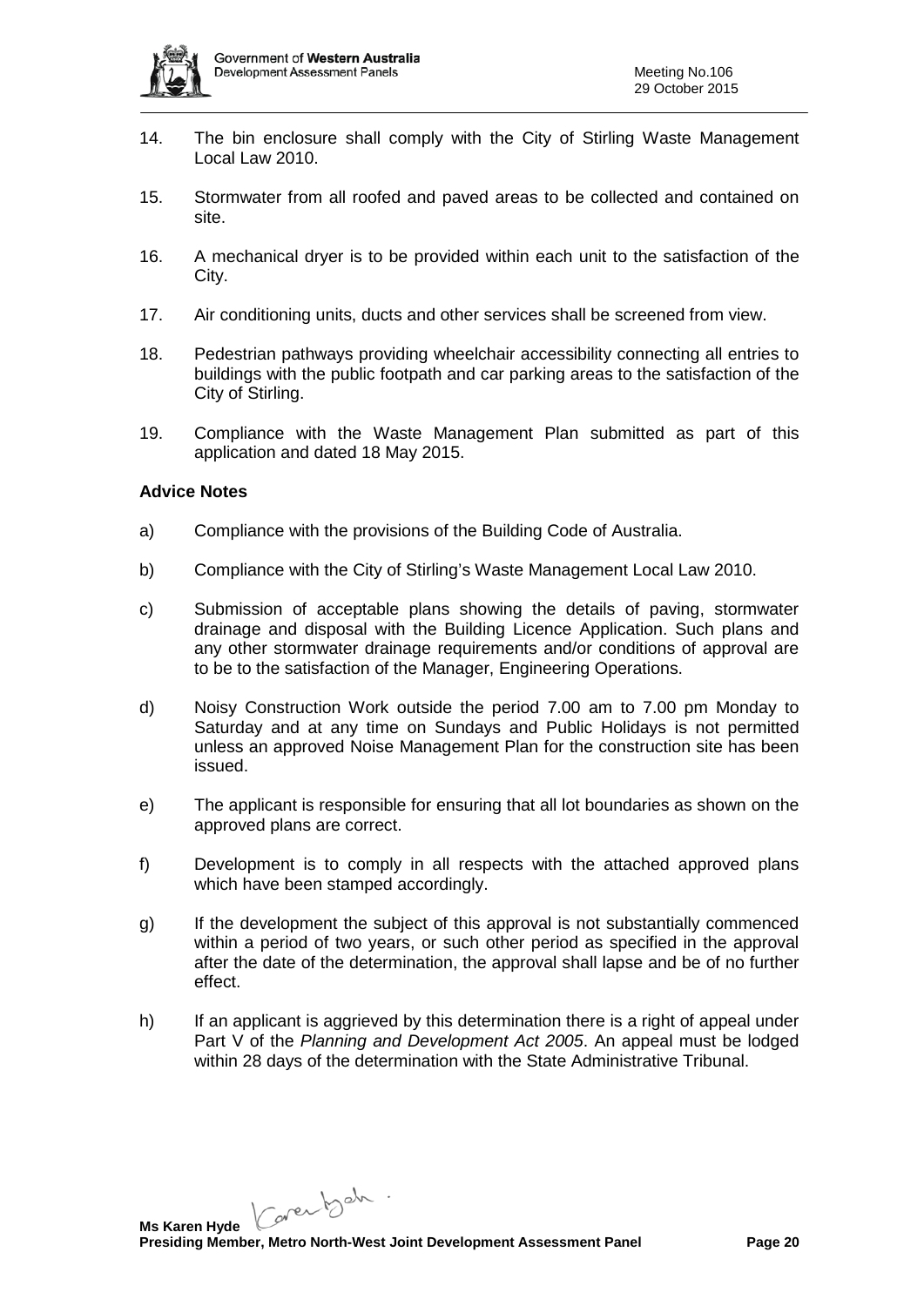14. The bin enclosure shall comply with the City of Stirling Waste Management Local Law 2010.

15. Stormwater from all roofed and paved areas to be collected and contained on site.

16. A mechanical dryer is to be provided within each unit to the satisfaction of the City.

17. Air conditioning units, ducts and other services shall be screened from view.

18. Pedestrian pathways providing wheelchair accessibility connecting all entries to buildings with the public footpath and car parking areas to the satisfaction of the City of Stirling.

19. Compliance with the Waste Management Plan submitted as part of this application and dated 18 May 2015.

**Advice Notes**

a) Compliance with the provisions of the Building Code of Australia.

b) Compliance with the City of Stirling's Waste Management Local Law 2010.

c) Submission of acceptable plans showing the details of paving, stormwater drainage and disposal with the Building Licence Application. Such plans and any other stormwater drainage requirements and/or conditions of approval are to be to the satisfaction of the Manager, Engineering Operations.

d) Noisy Construction Work outside the period 7.00 am to 7.00 pm Monday to Saturday and at any time on Sundays and Public Holidays is not permitted unless an approved Noise Management Plan for the construction site has been issued.

e) The applicant is responsible for ensuring that all lot boundaries as shown on the approved plans are correct.

f) Development is to comply in all respects with the attached approved plans which have been stamped accordingly.

g) If the development the subject of this approval is not substantially commenced within a period of two years, or such other period as specified in the approval after the date of the determination, the approval shall lapse and be of no further effect.

h) If an applicant is aggrieved by this determination there is a right of appeal under Part V of the *Planning and Development Act 2005*. An appeal must be lodged within 28 days of the determination with the State Administrative Tribunal.

**Ms Karen Hyde**
**Presiding Member, Metro North-West Joint Development Assessment Panel**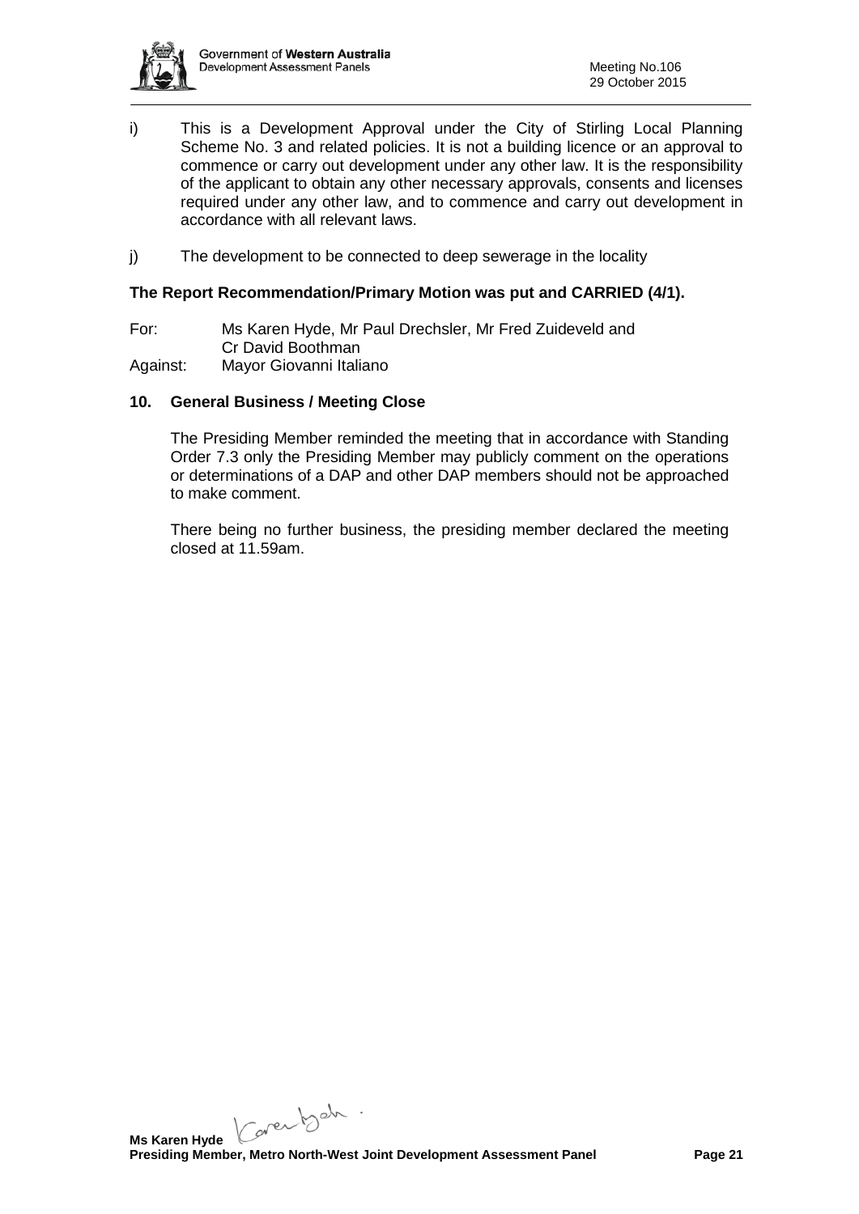i) This is a Development Approval under the City of Stirling Local Planning Scheme No. 3 and related policies. It is not a building licence or an approval to commence or carry out development under any other law. It is the responsibility of the applicant to obtain any other necessary approvals, consents and licenses required under any other law, and to commence and carry out development in accordance with all relevant laws.

j) The development to be connected to deep sewerage in the locality

**The Report Recommendation/Primary Motion was put and CARRIED (4/1).**

For: Ms Karen Hyde, Mr Paul Drechsler, Mr Fred Zuideveld and Cr David Boothman

Against: Mayor Giovanni Italiano

## 10. General Business / Meeting Close

The Presiding Member reminded the meeting that in accordance with Standing Order 7.3 only the Presiding Member may publicly comment on the operations or determinations of a DAP and other DAP members should not be approached to make comment.

There being no further business, the presiding member declared the meeting closed at 11.59am.

**Ms Karen Hyde**
**Presiding Member, Metro North-West Joint Development Assessment Panel**